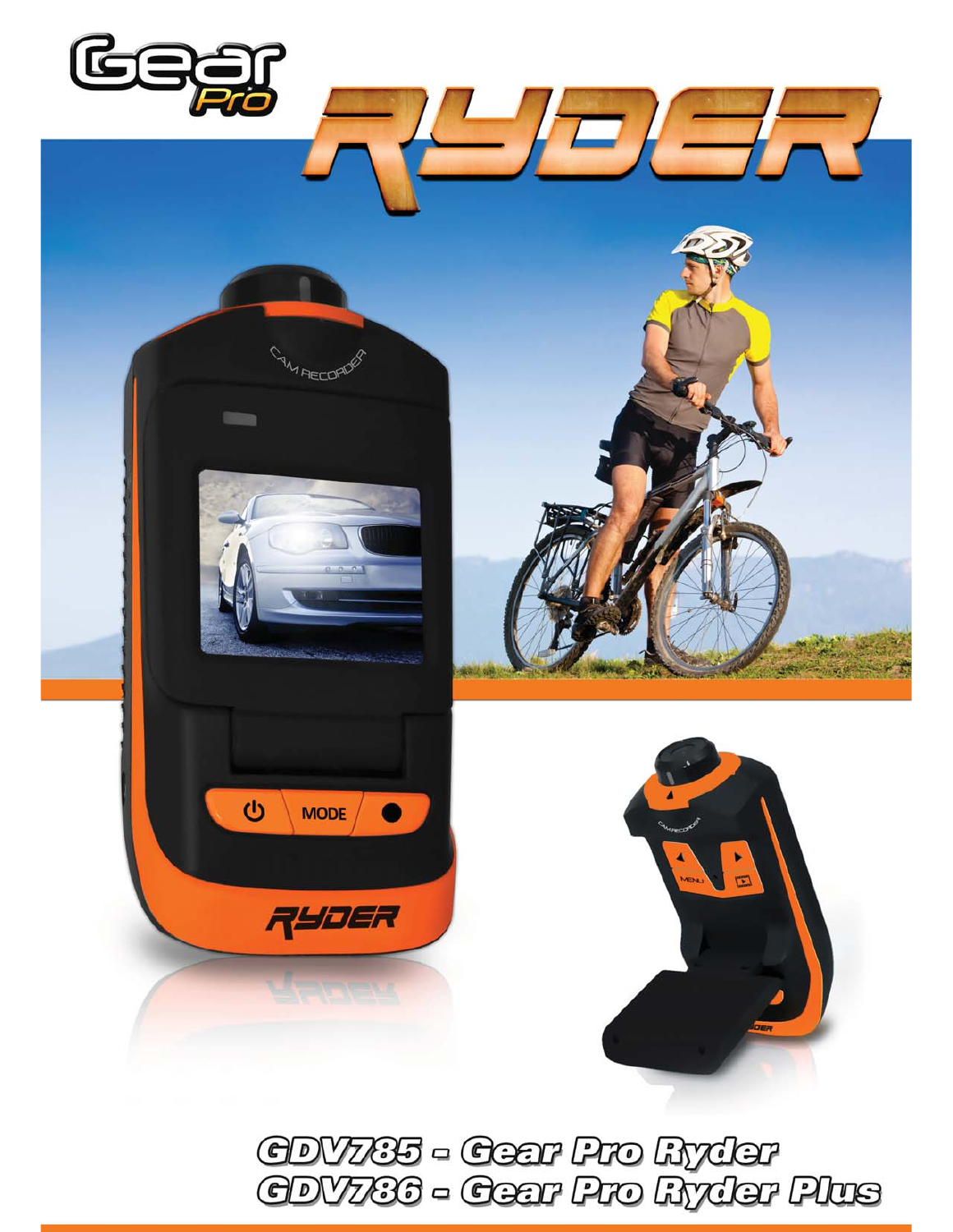# Gear Pro

# RYDER

GDV785 - Gear Pro Ryder

GDV786 - Gear Pro Ryder Plus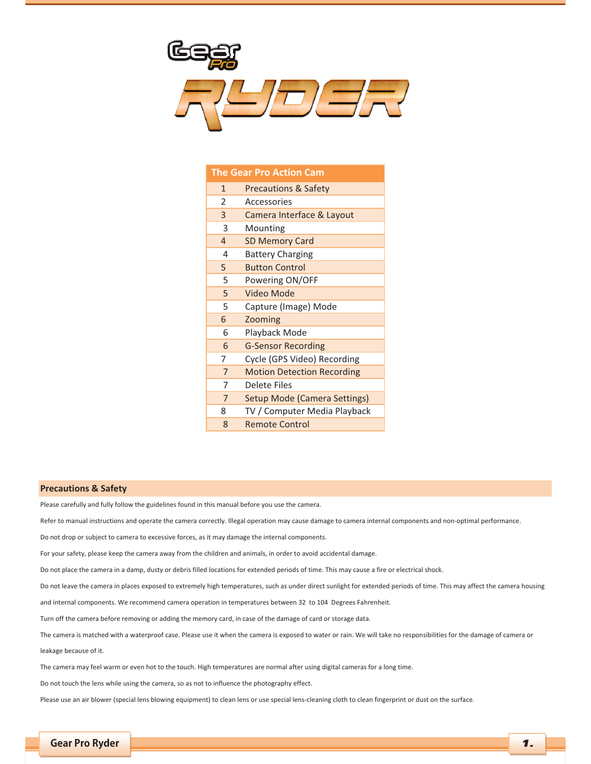# Gear Pro RYDER

| The Gear Pro Action Cam | |
|---|---|
| 1 | Precautions & Safety |
| 2 | Accessories |
| 3 | Camera Interface & Layout |
| 3 | Mounting |
| 4 | SD Memory Card |
| 4 | Battery Charging |
| 5 | Button Control |
| 5 | Powering ON/OFF |
| 5 | Video Mode |
| 5 | Capture (Image) Mode |
| 6 | Zooming |
| 6 | Playback Mode |
| 6 | G-Sensor Recording |
| 7 | Cycle (GPS Video) Recording |
| 7 | Motion Detection Recording |
| 7 | Delete Files |
| 7 | Setup Mode (Camera Settings) |
| 8 | TV / Computer Media Playback |
| 8 | Remote Control |

## Precautions & Safety

Please carefully and fully follow the guidelines found in this manual before you use the camera.

Refer to manual instructions and operate the camera correctly. Illegal operation may cause damage to camera internal components and non-optimal performance.

Do not drop or subject to camera to excessive forces, as it may damage the internal components.

For your safety, please keep the camera away from the children and animals, in order to avoid accidental damage.

Do not place the camera in a damp, dusty or debris filled locations for extended periods of time. This may cause a fire or electrical shock.

Do not leave the camera in places exposed to extremely high temperatures, such as under direct sunlight for extended periods of time. This may affect the camera housing and internal components. We recommend camera operation in temperatures between 32 to 104 Degrees Fahrenheit.

Turn off the camera before removing or adding the memory card, in case of the damage of card or storage data.

The camera is matched with a waterproof case. Please use it when the camera is exposed to water or rain. We will take no responsibilities for the damage of camera or leakage because of it.

The camera may feel warm or even hot to the touch. High temperatures are normal after using digital cameras for a long time.

Do not touch the lens while using the camera, so as not to influence the photography effect.

Please use an air blower (special lens blowing equipment) to clean lens or use special lens-cleaning cloth to clean fingerprint or dust on the surface.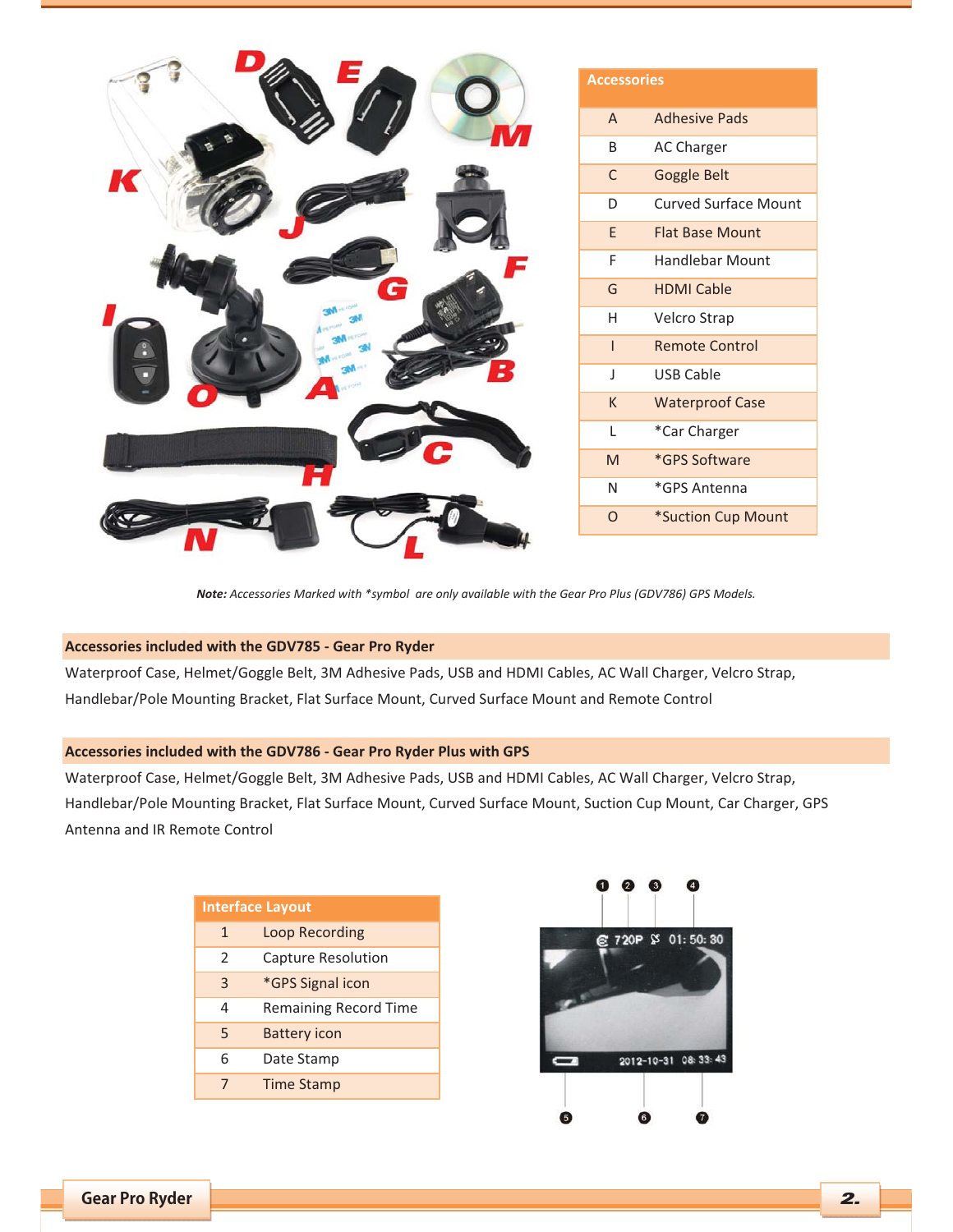| Accessories | |
|---|---|
| A | Adhesive Pads |
| B | AC Charger |
| C | Goggle Belt |
| D | Curved Surface Mount |
| E | Flat Base Mount |
| F | Handlebar Mount |
| G | HDMI Cable |
| H | Velcro Strap |
| I | Remote Control |
| J | USB Cable |
| K | Waterproof Case |
| L | *Car Charger |
| M | *GPS Software |
| N | *GPS Antenna |
| O | *Suction Cup Mount |

***Note:** Accessories Marked with *symbol are only available with the Gear Pro Plus (GDV786) GPS Models.*

## Accessories included with the GDV785 - Gear Pro Ryder

Waterproof Case, Helmet/Goggle Belt, 3M Adhesive Pads, USB and HDMI Cables, AC Wall Charger, Velcro Strap, Handlebar/Pole Mounting Bracket, Flat Surface Mount, Curved Surface Mount and Remote Control

## Accessories included with the GDV786 - Gear Pro Ryder Plus with GPS

Waterproof Case, Helmet/Goggle Belt, 3M Adhesive Pads, USB and HDMI Cables, AC Wall Charger, Velcro Strap, Handlebar/Pole Mounting Bracket, Flat Surface Mount, Curved Surface Mount, Suction Cup Mount, Car Charger, GPS Antenna and IR Remote Control

| Interface Layout | |
|---|---|
| 1 | Loop Recording |
| 2 | Capture Resolution |
| 3 | *GPS Signal icon |
| 4 | Remaining Record Time |
| 5 | Battery icon |
| 6 | Date Stamp |
| 7 | Time Stamp |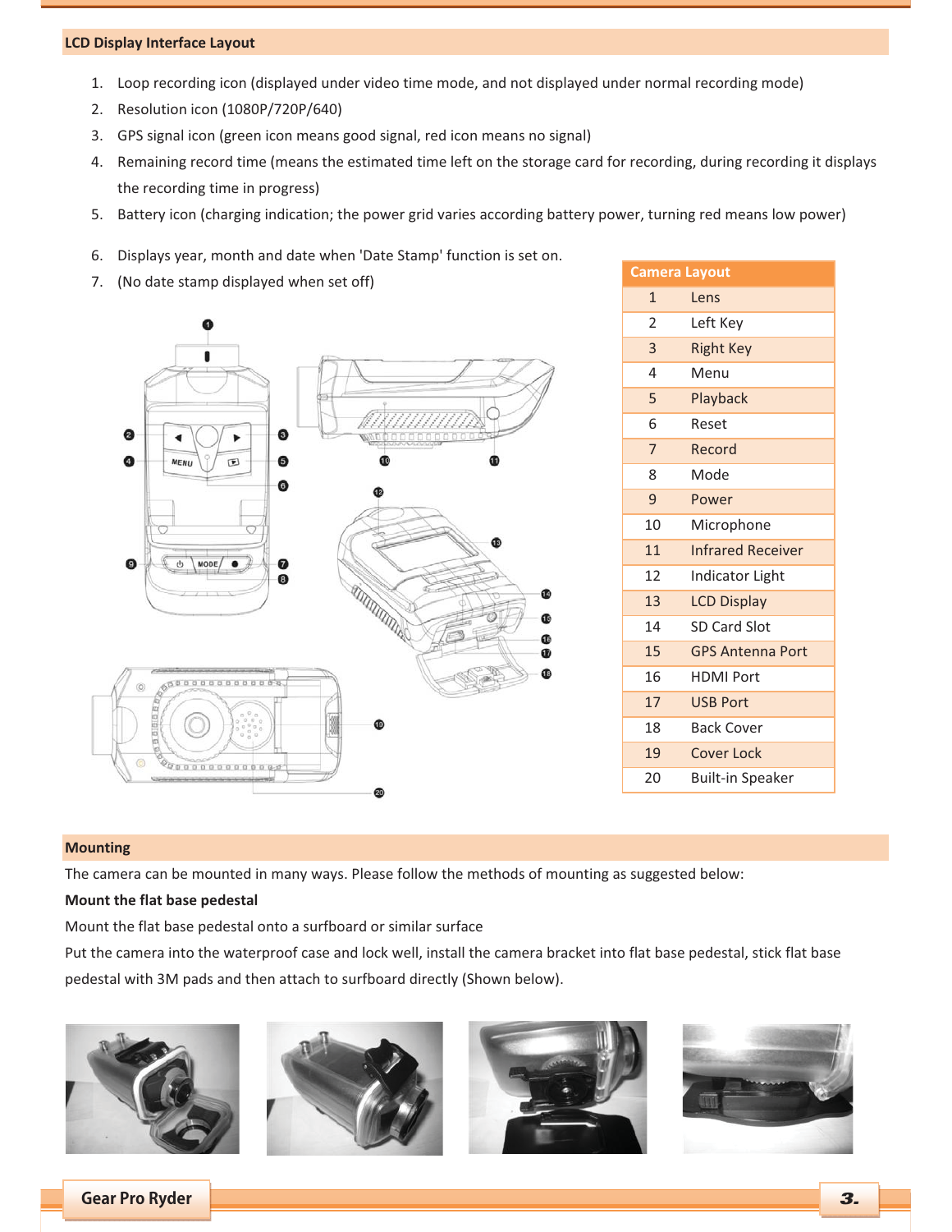## LCD Display Interface Layout

1. Loop recording icon (displayed under video time mode, and not displayed under normal recording mode)
2. Resolution icon (1080P/720P/640)
3. GPS signal icon (green icon means good signal, red icon means no signal)
4. Remaining record time (means the estimated time left on the storage card for recording, during recording it displays the recording time in progress)
5. Battery icon (charging indication; the power grid varies according battery power, turning red means low power)
6. Displays year, month and date when 'Date Stamp' function is set on.
7. (No date stamp displayed when set off)

| Camera Layout | |
|---|---|
| 1 | Lens |
| 2 | Left Key |
| 3 | Right Key |
| 4 | Menu |
| 5 | Playback |
| 6 | Reset |
| 7 | Record |
| 8 | Mode |
| 9 | Power |
| 10 | Microphone |
| 11 | Infrared Receiver |
| 12 | Indicator Light |
| 13 | LCD Display |
| 14 | SD Card Slot |
| 15 | GPS Antenna Port |
| 16 | HDMI Port |
| 17 | USB Port |
| 18 | Back Cover |
| 19 | Cover Lock |
| 20 | Built-in Speaker |

## Mounting

The camera can be mounted in many ways. Please follow the methods of mounting as suggested below:

**Mount the flat base pedestal**

Mount the flat base pedestal onto a surfboard or similar surface

Put the camera into the waterproof case and lock well, install the camera bracket into flat base pedestal, stick flat base pedestal with 3M pads and then attach to surfboard directly (Shown below).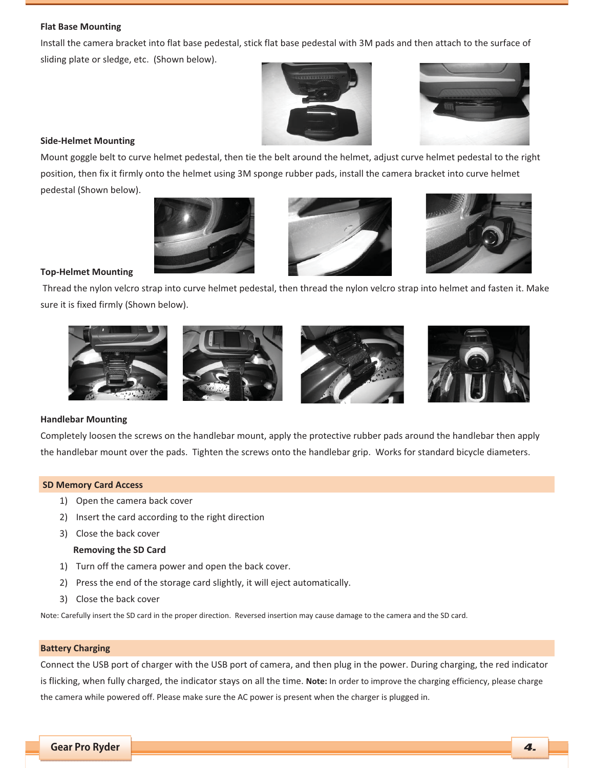**Flat Base Mounting**

Install the camera bracket into flat base pedestal, stick flat base pedestal with 3M pads and then attach to the surface of sliding plate or sledge, etc. (Shown below).

**Side-Helmet Mounting**

Mount goggle belt to curve helmet pedestal, then tie the belt around the helmet, adjust curve helmet pedestal to the right position, then fix it firmly onto the helmet using 3M sponge rubber pads, install the camera bracket into curve helmet pedestal (Shown below).

**Top-Helmet Mounting**

Thread the nylon velcro strap into curve helmet pedestal, then thread the nylon velcro strap into helmet and fasten it. Make sure it is fixed firmly (Shown below).

**Handlebar Mounting**

Completely loosen the screws on the handlebar mount, apply the protective rubber pads around the handlebar then apply the handlebar mount over the pads. Tighten the screws onto the handlebar grip. Works for standard bicycle diameters.

## SD Memory Card Access

1) Open the camera back cover
2) Insert the card according to the right direction
3) Close the back cover

**Removing the SD Card**

1) Turn off the camera power and open the back cover.
2) Press the end of the storage card slightly, it will eject automatically.
3) Close the back cover

Note: Carefully insert the SD card in the proper direction. Reversed insertion may cause damage to the camera and the SD card.

## Battery Charging

Connect the USB port of charger with the USB port of camera, and then plug in the power. During charging, the red indicator is flicking, when fully charged, the indicator stays on all the time. **Note:** In order to improve the charging efficiency, please charge the camera while powered off. Please make sure the AC power is present when the charger is plugged in.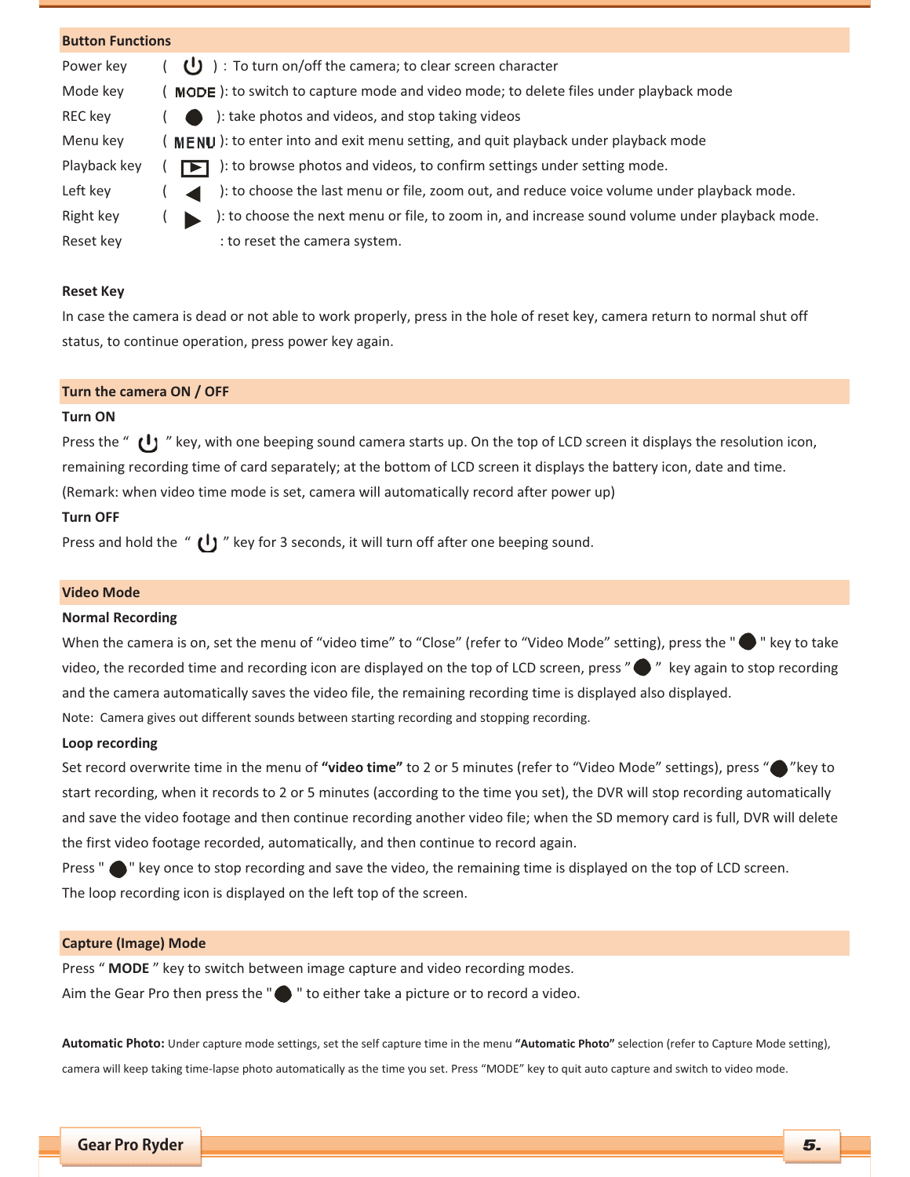## Button Functions

| | | |
|---|---|---|
| Power key | ( ⏻ ) | : To turn on/off the camera; to clear screen character |
| Mode key | ( MODE ) | : to switch to capture mode and video mode; to delete files under playback mode |
| REC key | ( ● ) | : take photos and videos, and stop taking videos |
| Menu key | ( MENU ) | : to enter into and exit menu setting, and quit playback under playback mode |
| Playback key | ( ▶ ) | : to browse photos and videos, to confirm settings under setting mode. |
| Left key | ( ◀ ) | : to choose the last menu or file, zoom out, and reduce voice volume under playback mode. |
| Right key | ( ▶ ) | : to choose the next menu or file, to zoom in, and increase sound volume under playback mode. |
| Reset key | | : to reset the camera system. |

**Reset Key**

In case the camera is dead or not able to work properly, press in the hole of reset key, camera return to normal shut off status, to continue operation, press power key again.

## Turn the camera ON / OFF

**Turn ON**

Press the " ⏻ " key, with one beeping sound camera starts up. On the top of LCD screen it displays the resolution icon, remaining recording time of card separately; at the bottom of LCD screen it displays the battery icon, date and time. (Remark: when video time mode is set, camera will automatically record after power up)

**Turn OFF**

Press and hold the " ⏻ " key for 3 seconds, it will turn off after one beeping sound.

## Video Mode

**Normal Recording**

When the camera is on, set the menu of "video time" to "Close" (refer to "Video Mode" setting), press the " ● " key to take video, the recorded time and recording icon are displayed on the top of LCD screen, press " ● " key again to stop recording and the camera automatically saves the video file, the remaining recording time is displayed also displayed.

Note: Camera gives out different sounds between starting recording and stopping recording.

**Loop recording**

Set record overwrite time in the menu of **"video time"** to 2 or 5 minutes (refer to "Video Mode" settings), press " ● "key to start recording, when it records to 2 or 5 minutes (according to the time you set), the DVR will stop recording automatically and save the video footage and then continue recording another video file; when the SD memory card is full, DVR will delete the first video footage recorded, automatically, and then continue to record again.

Press " ● " key once to stop recording and save the video, the remaining time is displayed on the top of LCD screen.

The loop recording icon is displayed on the left top of the screen.

## Capture (Image) Mode

Press " **MODE** " key to switch between image capture and video recording modes.

Aim the Gear Pro then press the " ● " to either take a picture or to record a video.

**Automatic Photo:** Under capture mode settings, set the self capture time in the menu **"Automatic Photo"** selection (refer to Capture Mode setting), camera will keep taking time-lapse photo automatically as the time you set. Press "MODE" key to quit auto capture and switch to video mode.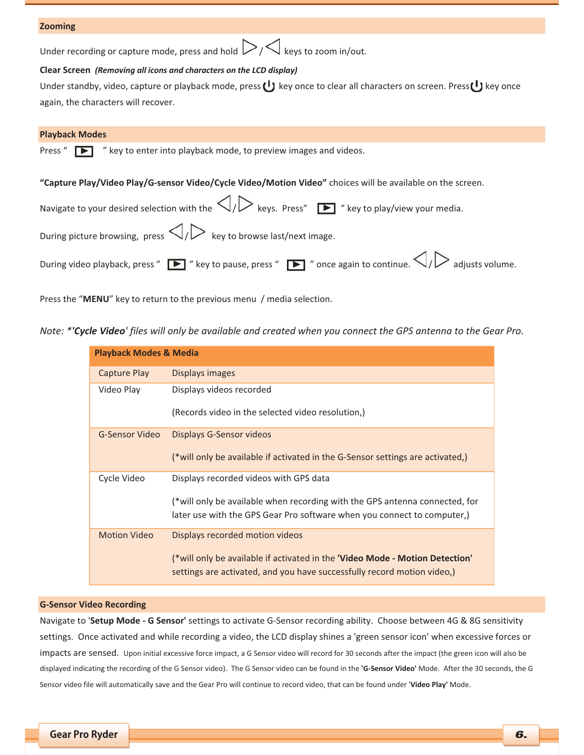## Zooming

Under recording or capture mode, press and hold ▷ / ◁ keys to zoom in/out.

**Clear Screen** ***(Removing all icons and characters on the LCD display)***

Under standby, video, capture or playback mode, press ⏻ key once to clear all characters on screen. Press ⏻ key once again, the characters will recover.

## Playback Modes

Press " ▶ " key to enter into playback mode, to preview images and videos.

**"Capture Play/Video Play/G-sensor Video/Cycle Video/Motion Video"** choices will be available on the screen.

Navigate to your desired selection with the ◁/▷ keys. Press" ▶ " key to play/view your media.

During picture browsing, press ◁/▷ key to browse last/next image.

During video playback, press " ▶ " key to pause, press " ▶ " once again to continue. ◁/▷ adjusts volume.

Press the "**MENU**" key to return to the previous menu / media selection.

*Note: \*'**Cycle Video**' files will only be available and created when you connect the GPS antenna to the Gear Pro.*

| Playback Modes & Media | |
|---|---|
| Capture Play | Displays images |
| Video Play | Displays videos recorded<br><br>(Records video in the selected video resolution,) |
| G-Sensor Video | Displays G-Sensor videos<br><br>(*will only be available if activated in the G-Sensor settings are activated,) |
| Cycle Video | Displays recorded videos with GPS data<br><br>(*will only be available when recording with the GPS antenna connected, for later use with the GPS Gear Pro software when you connect to computer,) |
| Motion Video | Displays recorded motion videos<br><br>(*will only be available if activated in the **'Video Mode - Motion Detection'** settings are activated, and you have successfully record motion video,) |

## G-Sensor Video Recording

Navigate to '**Setup Mode - G Sensor'** settings to activate G-Sensor recording ability. Choose between 4G & 8G sensitivity settings. Once activated and while recording a video, the LCD display shines a 'green sensor icon' when excessive forces or impacts are sensed. Upon initial excessive force impact, a G Sensor video will record for 30 seconds after the impact (the green icon will also be displayed indicating the recording of the G Sensor video). The G Sensor video can be found in the **'G-Sensor Video'** Mode. After the 30 seconds, the G Sensor video file will automatically save and the Gear Pro will continue to record video, that can be found under '**Video Play'** Mode.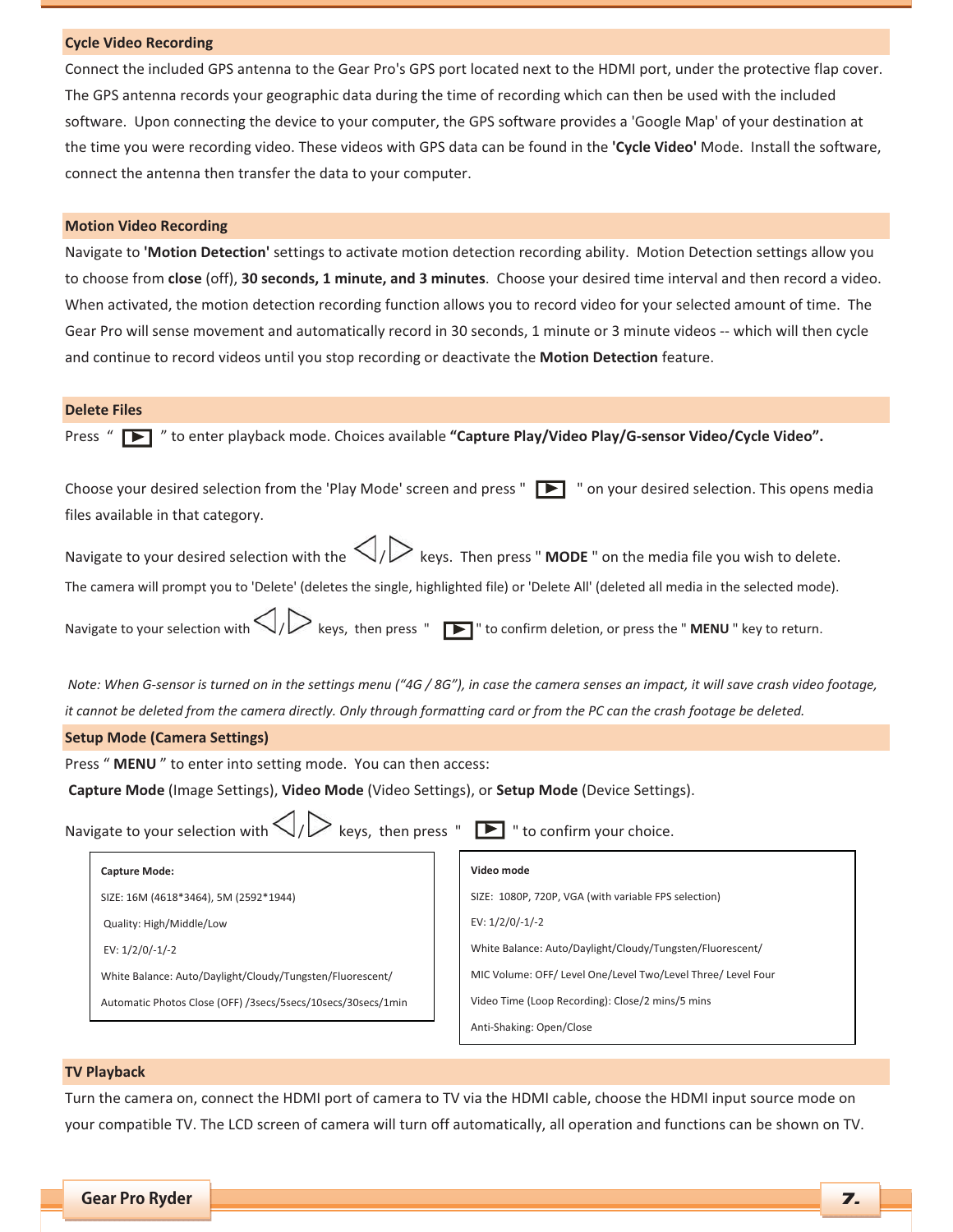## Cycle Video Recording

Connect the included GPS antenna to the Gear Pro's GPS port located next to the HDMI port, under the protective flap cover. The GPS antenna records your geographic data during the time of recording which can then be used with the included software. Upon connecting the device to your computer, the GPS software provides a 'Google Map' of your destination at the time you were recording video. These videos with GPS data can be found in the **'Cycle Video'** Mode. Install the software, connect the antenna then transfer the data to your computer.

## Motion Video Recording

Navigate to **'Motion Detection'** settings to activate motion detection recording ability. Motion Detection settings allow you to choose from **close** (off), **30 seconds, 1 minute, and 3 minutes**. Choose your desired time interval and then record a video. When activated, the motion detection recording function allows you to record video for your selected amount of time. The Gear Pro will sense movement and automatically record in 30 seconds, 1 minute or 3 minute videos -- which will then cycle and continue to record videos until you stop recording or deactivate the **Motion Detection** feature.

## Delete Files

Press " ▶ " to enter playback mode. Choices available **"Capture Play/Video Play/G-sensor Video/Cycle Video".**

Choose your desired selection from the 'Play Mode' screen and press " ▶ " on your desired selection. This opens media files available in that category.

Navigate to your desired selection with the ◁/▷ keys. Then press " **MODE** " on the media file you wish to delete.

The camera will prompt you to 'Delete' (deletes the single, highlighted file) or 'Delete All' (deleted all media in the selected mode).

Navigate to your selection with ◁/▷ keys, then press " ▶ " to confirm deletion, or press the " **MENU** " key to return.

*Note: When G-sensor is turned on in the settings menu ("4G / 8G"), in case the camera senses an impact, it will save crash video footage, it cannot be deleted from the camera directly. Only through formatting card or from the PC can the crash footage be deleted.*

## Setup Mode (Camera Settings)

Press " **MENU** " to enter into setting mode. You can then access:

**Capture Mode** (Image Settings), **Video Mode** (Video Settings), or **Setup Mode** (Device Settings).

Navigate to your selection with ◁/▷ keys, then press " ▶ " to confirm your choice.

**Capture Mode:**

SIZE: 16M (4618*3464), 5M (2592*1944)

Quality: High/Middle/Low

EV: 1/2/0/-1/-2

White Balance: Auto/Daylight/Cloudy/Tungsten/Fluorescent/

Automatic Photos Close (OFF) /3secs/5secs/10secs/30secs/1min

**Video mode**

SIZE: 1080P, 720P, VGA (with variable FPS selection)

EV: 1/2/0/-1/-2

White Balance: Auto/Daylight/Cloudy/Tungsten/Fluorescent/

MIC Volume: OFF/ Level One/Level Two/Level Three/ Level Four

Video Time (Loop Recording): Close/2 mins/5 mins

Anti-Shaking: Open/Close

## TV Playback

Turn the camera on, connect the HDMI port of camera to TV via the HDMI cable, choose the HDMI input source mode on your compatible TV. The LCD screen of camera will turn off automatically, all operation and functions can be shown on TV.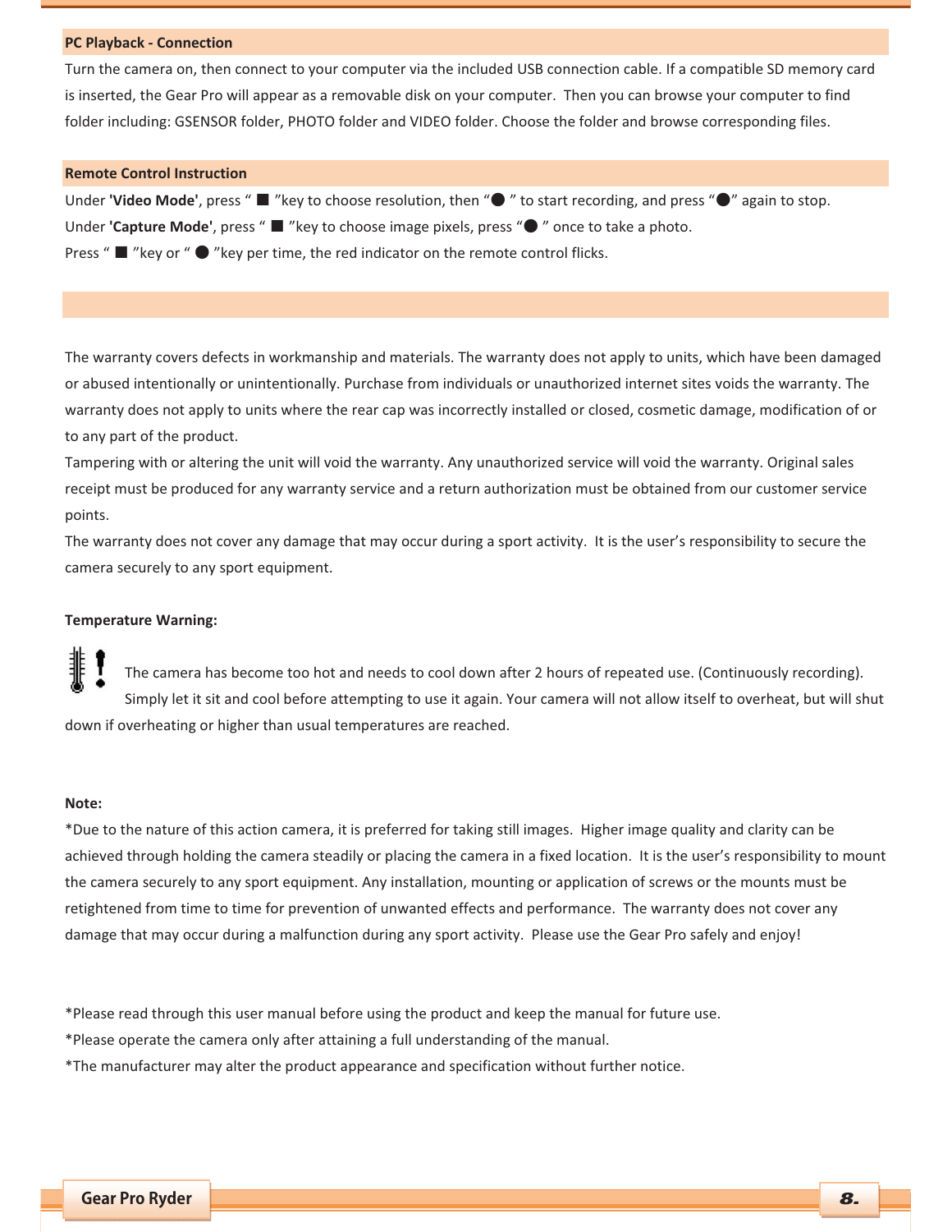## PC Playback - Connection

Turn the camera on, then connect to your computer via the included USB connection cable. If a compatible SD memory card is inserted, the Gear Pro will appear as a removable disk on your computer. Then you can browse your computer to find folder including: GSENSOR folder, PHOTO folder and VIDEO folder. Choose the folder and browse corresponding files.

## Remote Control Instruction

Under **'Video Mode'**, press " ■ "key to choose resolution, then "● " to start recording, and press "●" again to stop.
Under **'Capture Mode'**, press " ■ "key to choose image pixels, press "● " once to take a photo.
Press " ■ "key or " ● "key per time, the red indicator on the remote control flicks.

The warranty covers defects in workmanship and materials. The warranty does not apply to units, which have been damaged or abused intentionally or unintentionally. Purchase from individuals or unauthorized internet sites voids the warranty. The warranty does not apply to units where the rear cap was incorrectly installed or closed, cosmetic damage, modification of or to any part of the product.
Tampering with or altering the unit will void the warranty. Any unauthorized service will void the warranty. Original sales receipt must be produced for any warranty service and a return authorization must be obtained from our customer service points.
The warranty does not cover any damage that may occur during a sport activity. It is the user's responsibility to secure the camera securely to any sport equipment.

**Temperature Warning:**

The camera has become too hot and needs to cool down after 2 hours of repeated use. (Continuously recording). Simply let it sit and cool before attempting to use it again. Your camera will not allow itself to overheat, but will shut down if overheating or higher than usual temperatures are reached.

**Note:**

*Due to the nature of this action camera, it is preferred for taking still images. Higher image quality and clarity can be achieved through holding the camera steadily or placing the camera in a fixed location. It is the user's responsibility to mount the camera securely to any sport equipment. Any installation, mounting or application of screws or the mounts must be retightened from time to time for prevention of unwanted effects and performance. The warranty does not cover any damage that may occur during a malfunction during any sport activity. Please use the Gear Pro safely and enjoy!

*Please read through this user manual before using the product and keep the manual for future use.
*Please operate the camera only after attaining a full understanding of the manual.
*The manufacturer may alter the product appearance and specification without further notice.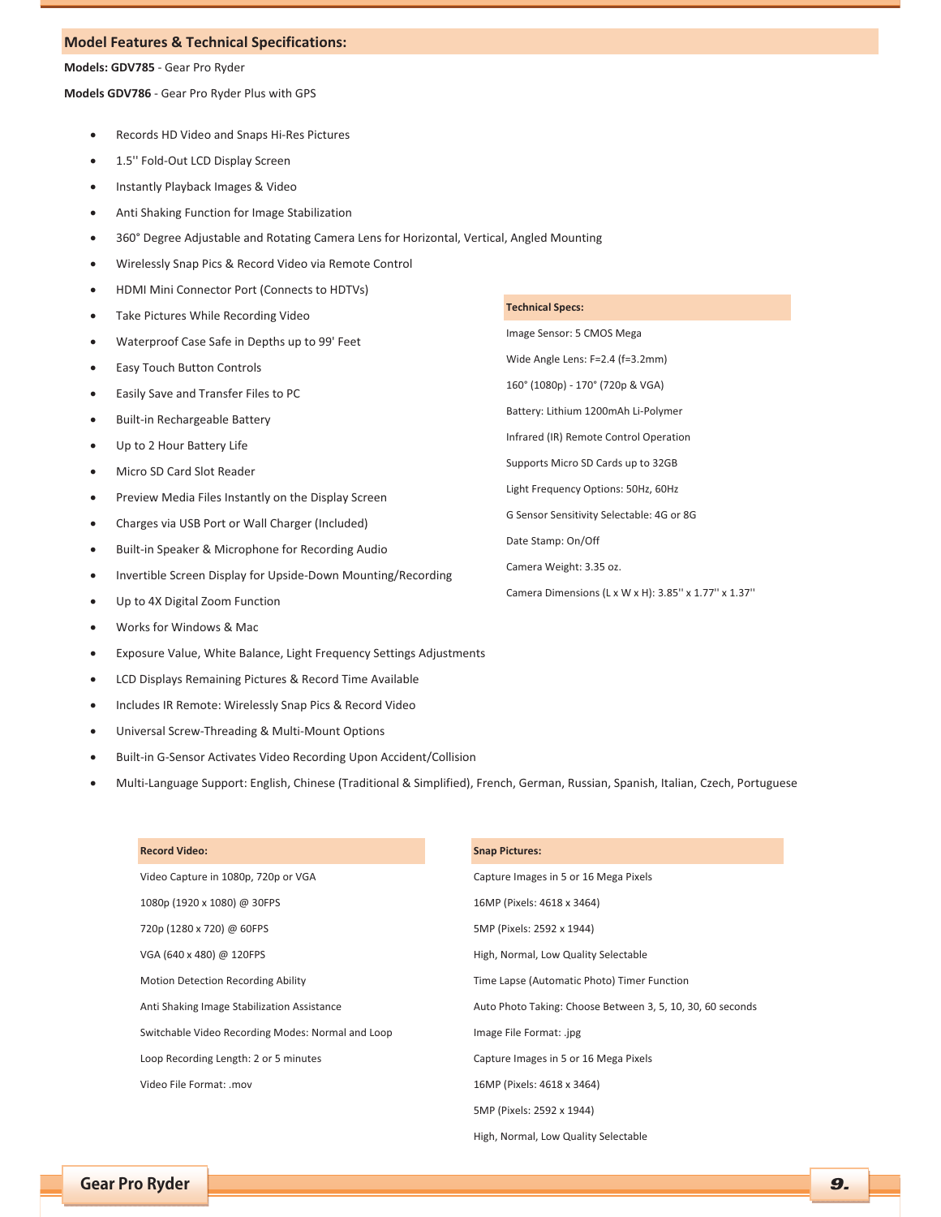## Model Features & Technical Specifications:

**Models: GDV785** - Gear Pro Ryder

**Models GDV786** - Gear Pro Ryder Plus with GPS

- Records HD Video and Snaps Hi-Res Pictures
- 1.5'' Fold-Out LCD Display Screen
- Instantly Playback Images & Video
- Anti Shaking Function for Image Stabilization
- 360° Degree Adjustable and Rotating Camera Lens for Horizontal, Vertical, Angled Mounting
- Wirelessly Snap Pics & Record Video via Remote Control
- HDMI Mini Connector Port (Connects to HDTVs)
- Take Pictures While Recording Video
- Waterproof Case Safe in Depths up to 99' Feet
- Easy Touch Button Controls
- Easily Save and Transfer Files to PC
- Built-in Rechargeable Battery
- Up to 2 Hour Battery Life
- Micro SD Card Slot Reader
- Preview Media Files Instantly on the Display Screen
- Charges via USB Port or Wall Charger (Included)
- Built-in Speaker & Microphone for Recording Audio
- Invertible Screen Display for Upside-Down Mounting/Recording
- Up to 4X Digital Zoom Function
- Works for Windows & Mac
- Exposure Value, White Balance, Light Frequency Settings Adjustments
- LCD Displays Remaining Pictures & Record Time Available
- Includes IR Remote: Wirelessly Snap Pics & Record Video
- Universal Screw-Threading & Multi-Mount Options
- Built-in G-Sensor Activates Video Recording Upon Accident/Collision
- Multi-Language Support: English, Chinese (Traditional & Simplified), French, German, Russian, Spanish, Italian, Czech, Portuguese

**Technical Specs:**

Image Sensor: 5 CMOS Mega

Wide Angle Lens: F=2.4 (f=3.2mm)

160° (1080p) - 170° (720p & VGA)

Battery: Lithium 1200mAh Li-Polymer

Infrared (IR) Remote Control Operation

Supports Micro SD Cards up to 32GB

Light Frequency Options: 50Hz, 60Hz

G Sensor Sensitivity Selectable: 4G or 8G

Date Stamp: On/Off

Camera Weight: 3.35 oz.

Camera Dimensions (L x W x H): 3.85'' x 1.77'' x 1.37''

**Record Video:**

Video Capture in 1080p, 720p or VGA

1080p (1920 x 1080) @ 30FPS

720p (1280 x 720) @ 60FPS

VGA (640 x 480) @ 120FPS

Motion Detection Recording Ability

Anti Shaking Image Stabilization Assistance

Switchable Video Recording Modes: Normal and Loop

Loop Recording Length: 2 or 5 minutes

Video File Format: .mov

**Snap Pictures:**

Capture Images in 5 or 16 Mega Pixels

16MP (Pixels: 4618 x 3464)

5MP (Pixels: 2592 x 1944)

High, Normal, Low Quality Selectable

Time Lapse (Automatic Photo) Timer Function

Auto Photo Taking: Choose Between 3, 5, 10, 30, 60 seconds

Image File Format: .jpg

Capture Images in 5 or 16 Mega Pixels

16MP (Pixels: 4618 x 3464)

5MP (Pixels: 2592 x 1944)

High, Normal, Low Quality Selectable